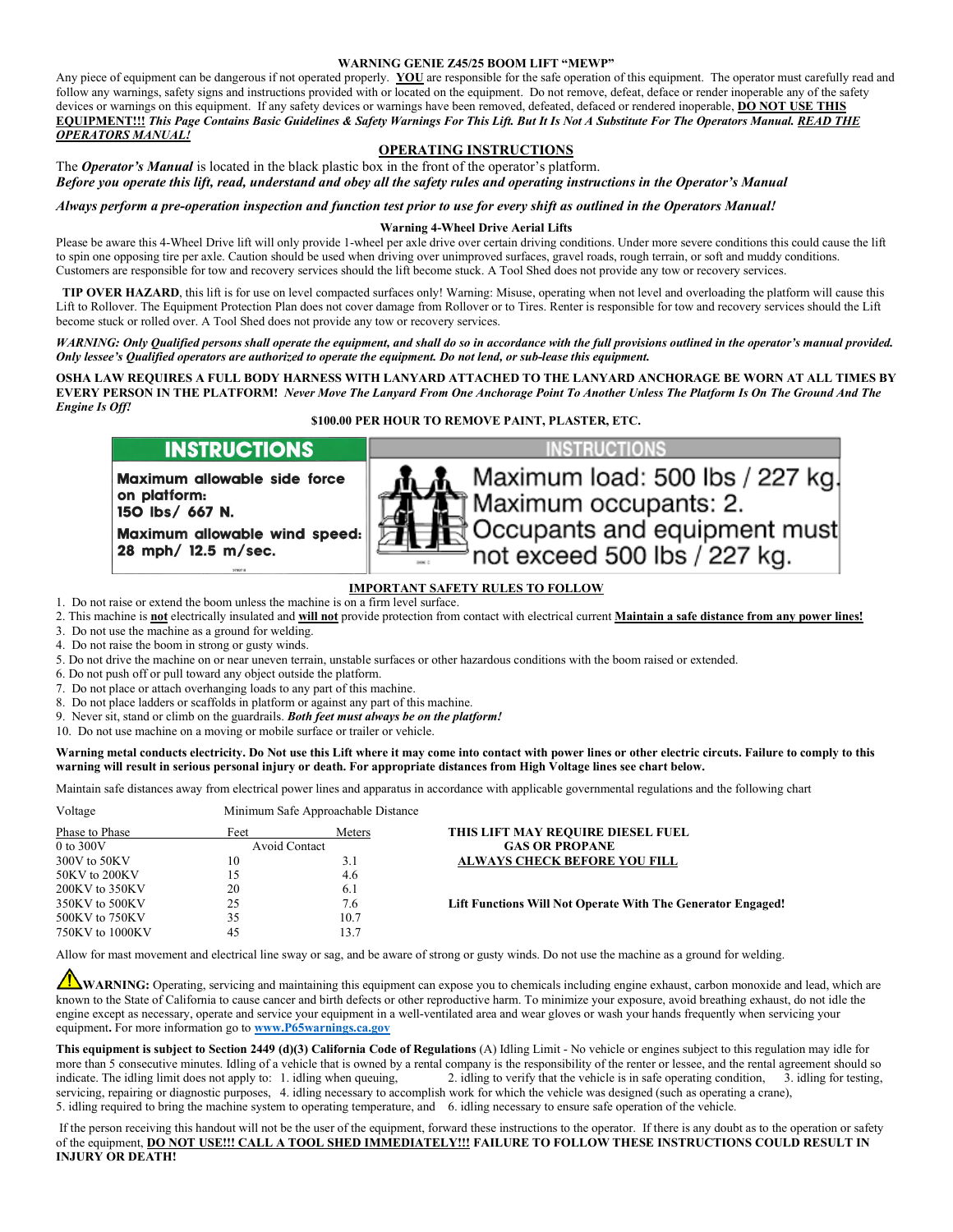## WARNING GENIE Z45/25 BOOM LIFT "MEWP"

Any piece of equipment can be dangerous if not operated properly. **YOU** are responsible for the safe operation of this equipment. The operator must carefully read and follow any warnings, safety signs and instructions provided with or located on the equipment. Do not remove, defeat, deface or render inoperable any of the safety devices or warnings on this equipment. If any safety devices or warnings have been removed, defeated, defaced or rendered inoperable, **DO NOT USE THIS EQUIPMENT!!!** ***This Page Contains Basic Guidelines & Safety Warnings For This Lift. But It Is Not A Substitute For The Operators Manual. READ THE OPERATORS MANUAL!***

## OPERATING INSTRUCTIONS

The ***Operator's Manual*** is located in the black plastic box in the front of the operator's platform.

***Before you operate this lift, read, understand and obey all the safety rules and operating instructions in the Operator's Manual***

***Always perform a pre-operation inspection and function test prior to use for every shift as outlined in the Operators Manual!***

### Warning 4-Wheel Drive Aerial Lifts

Please be aware this 4-Wheel Drive lift will only provide 1-wheel per axle drive over certain driving conditions. Under more severe conditions this could cause the lift to spin one opposing tire per axle. Caution should be used when driving over unimproved surfaces, gravel roads, rough terrain, or soft and muddy conditions. Customers are responsible for tow and recovery services should the lift become stuck. A Tool Shed does not provide any tow or recovery services.

**TIP OVER HAZARD**, this lift is for use on level compacted surfaces only! Warning: Misuse, operating when not level and overloading the platform will cause this Lift to Rollover. The Equipment Protection Plan does not cover damage from Rollover or to Tires. Renter is responsible for tow and recovery services should the Lift become stuck or rolled over. A Tool Shed does not provide any tow or recovery services.

***WARNING: Only Qualified persons shall operate the equipment, and shall do so in accordance with the full provisions outlined in the operator's manual provided. Only lessee's Qualified operators are authorized to operate the equipment. Do not lend, or sub-lease this equipment.***

**OSHA LAW REQUIRES A FULL BODY HARNESS WITH LANYARD ATTACHED TO THE LANYARD ANCHORAGE BE WORN AT ALL TIMES BY EVERY PERSON IN THE PLATFORM!** ***Never Move The Lanyard From One Anchorage Point To Another Unless The Platform Is On The Ground And The Engine Is Off!***

**$100.00 PER HOUR TO REMOVE PAINT, PLASTER, ETC.**

| INSTRUCTIONS | INSTRUCTIONS |
|---|---|
| **Maximum allowable side force on platform: 150 lbs/ 667 N. Maximum allowable wind speed: 28 mph/ 12.5 m/sec.** | Maximum load: 500 lbs / 227 kg. Maximum occupants: 2. Occupants and equipment must not exceed 500 lbs / 227 kg. |

## IMPORTANT SAFETY RULES TO FOLLOW

1. Do not raise or extend the boom unless the machine is on a firm level surface.
2. This machine is **not** electrically insulated and **will not** provide protection from contact with electrical current **Maintain a safe distance from any power lines!**
3. Do not use the machine as a ground for welding.
4. Do not raise the boom in strong or gusty winds.
5. Do not drive the machine on or near uneven terrain, unstable surfaces or other hazardous conditions with the boom raised or extended.
6. Do not push off or pull toward any object outside the platform.
7. Do not place or attach overhanging loads to any part of this machine.
8. Do not place ladders or scaffolds in platform or against any part of this machine.
9. Never sit, stand or climb on the guardrails. ***Both feet must always be on the platform!***
10. Do not use machine on a moving or mobile surface or trailer or vehicle.

**Warning metal conducts electricity. Do Not use this Lift where it may come into contact with power lines or other electric circuits. Failure to comply to this warning will result in serious personal injury or death. For appropriate distances from High Voltage lines see chart below.**

Maintain safe distances away from electrical power lines and apparatus in accordance with applicable governmental regulations and the following chart

| Voltage | Minimum Safe Approachable Distance | |
|---|---|---|
| Phase to Phase | Feet | Meters |
| 0 to 300V | Avoid Contact | |
| 300V to 50KV | 10 | 3.1 |
| 50KV to 200KV | 15 | 4.6 |
| 200KV to 350KV | 20 | 6.1 |
| 350KV to 500KV | 25 | 7.6 |
| 500KV to 750KV | 35 | 10.7 |
| 750KV to 1000KV | 45 | 13.7 |

**THIS LIFT MAY REQUIRE DIESEL FUEL GAS OR PROPANE**
**ALWAYS CHECK BEFORE YOU FILL**

**Lift Functions Will Not Operate With The Generator Engaged!**

Allow for mast movement and electrical line sway or sag, and be aware of strong or gusty winds. Do not use the machine as a ground for welding.

⚠**WARNING:** Operating, servicing and maintaining this equipment can expose you to chemicals including engine exhaust, carbon monoxide and lead, which are known to the State of California to cause cancer and birth defects or other reproductive harm. To minimize your exposure, avoid breathing exhaust, do not idle the engine except as necessary, operate and service your equipment in a well-ventilated area and wear gloves or wash your hands frequently when servicing your equipment**.** For more information go to **www.P65warnings.ca.gov**

**This equipment is subject to Section 2449 (d)(3) California Code of Regulations** (A) Idling Limit - No vehicle or engines subject to this regulation may idle for more than 5 consecutive minutes. Idling of a vehicle that is owned by a rental company is the responsibility of the renter or lessee, and the rental agreement should so indicate. The idling limit does not apply to: 1. idling when queuing, 2. idling to verify that the vehicle is in safe operating condition, 3. idling for testing, servicing, repairing or diagnostic purposes, 4. idling necessary to accomplish work for which the vehicle was designed (such as operating a crane), 5. idling required to bring the machine system to operating temperature, and 6. idling necessary to ensure safe operation of the vehicle.

If the person receiving this handout will not be the user of the equipment, forward these instructions to the operator. If there is any doubt as to the operation or safety of the equipment, **DO NOT USE!!! CALL A TOOL SHED IMMEDIATELY!!! FAILURE TO FOLLOW THESE INSTRUCTIONS COULD RESULT IN INJURY OR DEATH!**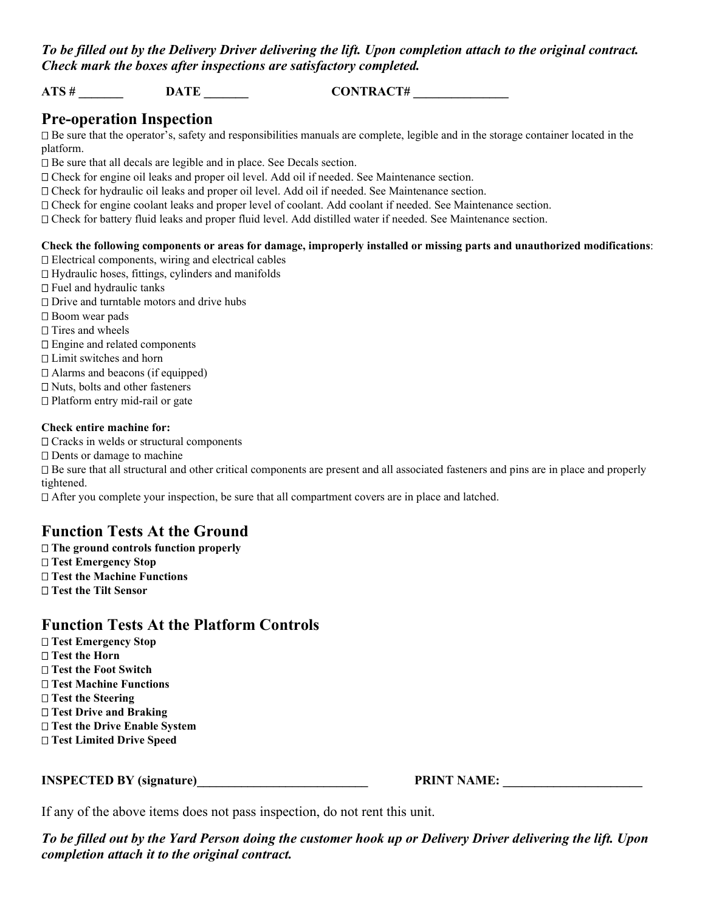***To be filled out by the Delivery Driver delivering the lift. Upon completion attach to the original contract. Check mark the boxes after inspections are satisfactory completed.***

**ATS # _______ DATE _______ CONTRACT# _______________**

## Pre-operation Inspection

- ☐ Be sure that the operator's, safety and responsibilities manuals are complete, legible and in the storage container located in the platform.
- ☐ Be sure that all decals are legible and in place. See Decals section.
- ☐ Check for engine oil leaks and proper oil level. Add oil if needed. See Maintenance section.
- ☐ Check for hydraulic oil leaks and proper oil level. Add oil if needed. See Maintenance section.
- ☐ Check for engine coolant leaks and proper level of coolant. Add coolant if needed. See Maintenance section.
- ☐ Check for battery fluid leaks and proper fluid level. Add distilled water if needed. See Maintenance section.

**Check the following components or areas for damage, improperly installed or missing parts and unauthorized modifications**:

- ☐ Electrical components, wiring and electrical cables
- ☐ Hydraulic hoses, fittings, cylinders and manifolds
- ☐ Fuel and hydraulic tanks
- ☐ Drive and turntable motors and drive hubs
- ☐ Boom wear pads
- ☐ Tires and wheels
- ☐ Engine and related components
- ☐ Limit switches and horn
- ☐ Alarms and beacons (if equipped)
- ☐ Nuts, bolts and other fasteners
- ☐ Platform entry mid-rail or gate

**Check entire machine for:**

- ☐ Cracks in welds or structural components
- ☐ Dents or damage to machine
- ☐ Be sure that all structural and other critical components are present and all associated fasteners and pins are in place and properly tightened.
- ☐ After you complete your inspection, be sure that all compartment covers are in place and latched.

## Function Tests At the Ground

- ☐ **The ground controls function properly**
- ☐ **Test Emergency Stop**
- ☐ **Test the Machine Functions**
- ☐ **Test the Tilt Sensor**

## Function Tests At the Platform Controls

- ☐ **Test Emergency Stop**
- ☐ **Test the Horn**
- ☐ **Test the Foot Switch**
- ☐ **Test Machine Functions**
- ☐ **Test the Steering**
- ☐ **Test Drive and Braking**
- ☐ **Test the Drive Enable System**
- ☐ **Test Limited Drive Speed**

**INSPECTED BY (signature)___________________________ PRINT NAME: ______________________**

If any of the above items does not pass inspection, do not rent this unit.

***To be filled out by the Yard Person doing the customer hook up or Delivery Driver delivering the lift. Upon completion attach it to the original contract.***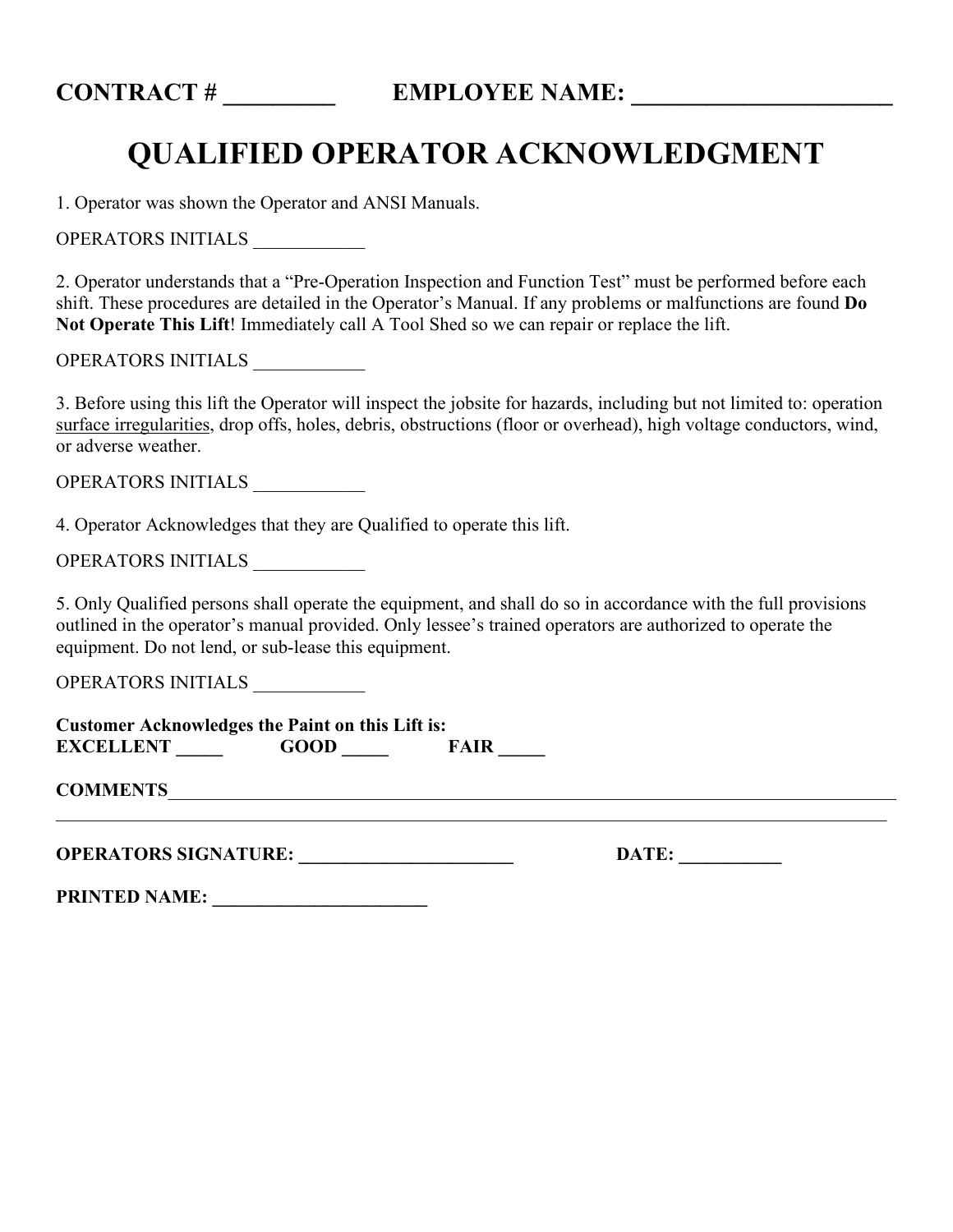**CONTRACT # _________ EMPLOYEE NAME: ______________________**

# QUALIFIED OPERATOR ACKNOWLEDGMENT

1. Operator was shown the Operator and ANSI Manuals.

OPERATORS INITIALS ____________

2. Operator understands that a "Pre-Operation Inspection and Function Test" must be performed before each shift. These procedures are detailed in the Operator's Manual. If any problems or malfunctions are found **Do Not Operate This Lift**! Immediately call A Tool Shed so we can repair or replace the lift.

OPERATORS INITIALS ____________

3. Before using this lift the Operator will inspect the jobsite for hazards, including but not limited to: operation surface irregularities, drop offs, holes, debris, obstructions (floor or overhead), high voltage conductors, wind, or adverse weather.

OPERATORS INITIALS ____________

4. Operator Acknowledges that they are Qualified to operate this lift.

OPERATORS INITIALS ____________

5. Only Qualified persons shall operate the equipment, and shall do so in accordance with the full provisions outlined in the operator's manual provided. Only lessee's trained operators are authorized to operate the equipment. Do not lend, or sub-lease this equipment.

OPERATORS INITIALS ____________

**Customer Acknowledges the Paint on this Lift is:**
**EXCELLENT _____ GOOD _____ FAIR _____**

**COMMENTS**__________________________________________________________________________________
_____________________________________________________________________________________________

**OPERATORS SIGNATURE: _______________________ DATE: ___________**

**PRINTED NAME: _______________________**